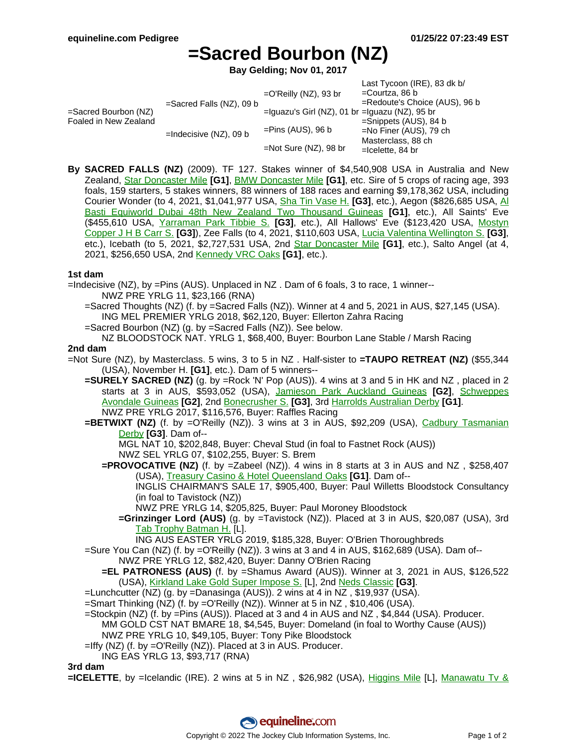# =Sacred Bourbon (NZ)

**Bay Gelding; Nov 01, 2017**

| | | | |
|---|---|---|---|
| =Sacred Bourbon (NZ) Foaled in New Zealand | =Sacred Falls (NZ), 09 b | =O'Reilly (NZ), 93 br | Last Tycoon (IRE), 83 dk b/ |
| | | | =Courtza, 86 b |
| | | =Iguazu's Girl (NZ), 01 br | =Redoute's Choice (AUS), 96 b |
| | | | =Iguazu (NZ), 95 br |
| | =Indecisive (NZ), 09 b | =Pins (AUS), 96 b | =Snippets (AUS), 84 b |
| | | | =No Finer (AUS), 79 ch |
| | | =Not Sure (NZ), 98 br | Masterclass, 88 ch |
| | | | =Icelette, 84 br |

**By SACRED FALLS (NZ)** (2009). TF 127. Stakes winner of $4,540,908 USA in Australia and New Zealand, Star Doncaster Mile **[G1]**, BMW Doncaster Mile **[G1]**, etc. Sire of 5 crops of racing age, 393 foals, 159 starters, 5 stakes winners, 88 winners of 188 races and earning $9,178,362 USA, including Courier Wonder (to 4, 2021, $1,041,977 USA, Sha Tin Vase H. **[G3]**, etc.), Aegon ($826,685 USA, Al Basti Equiworld Dubai 48th New Zealand Two Thousand Guineas **[G1]**, etc.), All Saints' Eve ($455,610 USA, Yarraman Park Tibbie S. **[G3]**, etc.), All Hallows' Eve ($123,420 USA, Mostyn Copper J H B Carr S. **[G3]**), Zee Falls (to 4, 2021, $110,603 USA, Lucia Valentina Wellington S. **[G3]**, etc.), Icebath (to 5, 2021, $2,727,531 USA, 2nd Star Doncaster Mile **[G1]**, etc.), Salto Angel (at 4, 2021, $256,650 USA, 2nd Kennedy VRC Oaks **[G1]**, etc.).

**1st dam**

=Indecisive (NZ), by =Pins (AUS). Unplaced in NZ . Dam of 6 foals, 3 to race, 1 winner--
NWZ PRE YRLG 11, $23,166 (RNA)

- =Sacred Thoughts (NZ) (f. by =Sacred Falls (NZ)). Winner at 4 and 5, 2021 in AUS, $27,145 (USA).
  ING MEL PREMIER YRLG 2018, $62,120, Buyer: Ellerton Zahra Racing
- =Sacred Bourbon (NZ) (g. by =Sacred Falls (NZ)). See below.
  NZ BLOODSTOCK NAT. YRLG 1, $68,400, Buyer: Bourbon Lane Stable / Marsh Racing

**2nd dam**

=Not Sure (NZ), by Masterclass. 5 wins, 3 to 5 in NZ . Half-sister to **=TAUPO RETREAT (NZ)** ($55,344 (USA), November H. **[G1]**, etc.). Dam of 5 winners--

- **=SURELY SACRED (NZ)** (g. by =Rock 'N' Pop (AUS)). 4 wins at 3 and 5 in HK and NZ , placed in 2 starts at 3 in AUS, $593,052 (USA), Jamieson Park Auckland Guineas **[G2]**, Schweppes Avondale Guineas **[G2]**, 2nd Bonecrusher S. **[G3]**, 3rd Harrolds Australian Derby **[G1]**.
  NWZ PRE YRLG 2017, $116,576, Buyer: Raffles Racing
- **=BETWIXT (NZ)** (f. by =O'Reilly (NZ)). 3 wins at 3 in AUS, $92,209 (USA), Cadbury Tasmanian Derby **[G3]**. Dam of--
  MGL NAT 10, $202,848, Buyer: Cheval Stud (in foal to Fastnet Rock (AUS))
  NWZ SEL YRLG 07, $102,255, Buyer: S. Brem
  - **=PROVOCATIVE (NZ)** (f. by =Zabeel (NZ)). 4 wins in 8 starts at 3 in AUS and NZ , $258,407 (USA), Treasury Casino & Hotel Queensland Oaks **[G1]**. Dam of--
    INGLIS CHAIRMAN'S SALE 17, $905,400, Buyer: Paul Willetts Bloodstock Consultancy (in foal to Tavistock (NZ))
    NWZ PRE YRLG 14, $205,825, Buyer: Paul Moroney Bloodstock
    - **=Grinzinger Lord (AUS)** (g. by =Tavistock (NZ)). Placed at 3 in AUS, $20,087 (USA), 3rd Tab Trophy Batman H. [L].
      ING AUS EASTER YRLG 2019, $185,328, Buyer: O'Brien Thoroughbreds
- =Sure You Can (NZ) (f. by =O'Reilly (NZ)). 3 wins at 3 and 4 in AUS, $162,689 (USA). Dam of--
  NWZ PRE YRLG 12, $82,420, Buyer: Danny O'Brien Racing
  - **=EL PATRONESS (AUS)** (f. by =Shamus Award (AUS)). Winner at 3, 2021 in AUS, $126,522 (USA), Kirkland Lake Gold Super Impose S. [L], 2nd Neds Classic **[G3]**.
- =Lunchcutter (NZ) (g. by =Danasinga (AUS)). 2 wins at 4 in NZ , $19,937 (USA).
- =Smart Thinking (NZ) (f. by =O'Reilly (NZ)). Winner at 5 in NZ , $10,406 (USA).
- =Stockpin (NZ) (f. by =Pins (AUS)). Placed at 3 and 4 in AUS and NZ , $4,844 (USA). Producer.
  MM GOLD CST NAT BMARE 18, $4,545, Buyer: Domeland (in foal to Worthy Cause (AUS))
  NWZ PRE YRLG 10, $49,105, Buyer: Tony Pike Bloodstock
- =Iffy (NZ) (f. by =O'Reilly (NZ)). Placed at 3 in AUS. Producer.
  ING EAS YRLG 13, $93,717 (RNA)

**3rd dam**

**=ICELETTE**, by =Icelandic (IRE). 2 wins at 5 in NZ , $26,982 (USA), Higgins Mile [L], Manawatu Tv &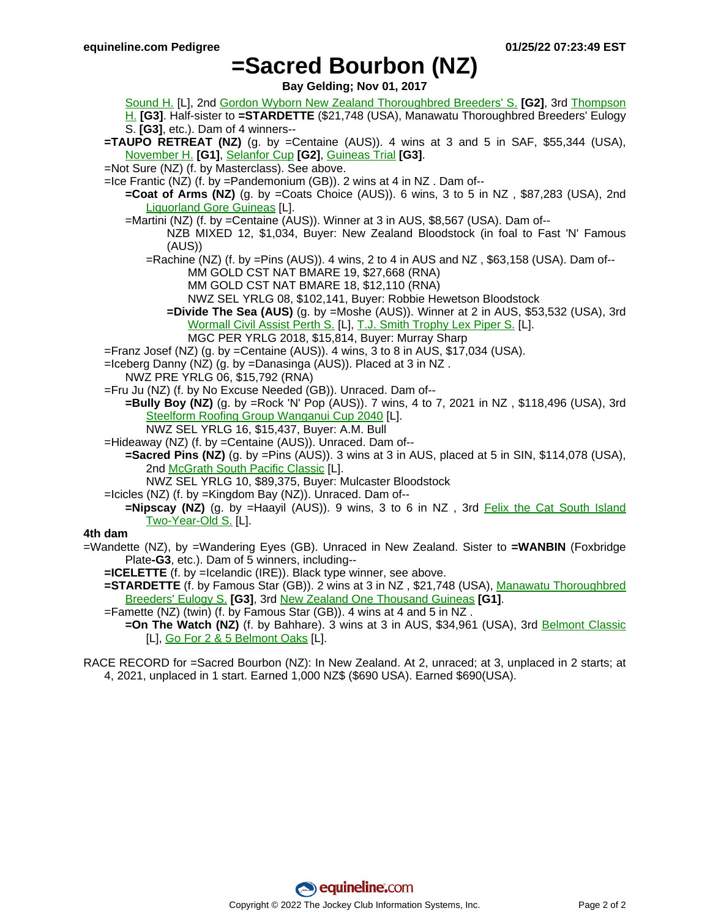# =Sacred Bourbon (NZ)

**Bay Gelding; Nov 01, 2017**

Sound H. [L], 2nd Gordon Wyborn New Zealand Thoroughbred Breeders' S. **[G2]**, 3rd Thompson H. **[G3]**. Half-sister to **=STARDETTE** ($21,748 (USA), Manawatu Thoroughbred Breeders' Eulogy S. **[G3]**, etc.). Dam of 4 winners--

**=TAUPO RETREAT (NZ)** (g. by =Centaine (AUS)). 4 wins at 3 and 5 in SAF, $55,344 (USA), November H. **[G1]**, Selanfor Cup **[G2]**, Guineas Trial **[G3]**.

=Not Sure (NZ) (f. by Masterclass). See above.

=Ice Frantic (NZ) (f. by =Pandemonium (GB)). 2 wins at 4 in NZ . Dam of--

**=Coat of Arms (NZ)** (g. by =Coats Choice (AUS)). 6 wins, 3 to 5 in NZ , $87,283 (USA), 2nd Liquorland Gore Guineas [L].

=Martini (NZ) (f. by =Centaine (AUS)). Winner at 3 in AUS, $8,567 (USA). Dam of--

NZB MIXED 12, $1,034, Buyer: New Zealand Bloodstock (in foal to Fast 'N' Famous (AUS))

=Rachine (NZ) (f. by =Pins (AUS)). 4 wins, 2 to 4 in AUS and NZ , $63,158 (USA). Dam of--

MM GOLD CST NAT BMARE 19, $27,668 (RNA)

MM GOLD CST NAT BMARE 18, $12,110 (RNA)

NWZ SEL YRLG 08, $102,141, Buyer: Robbie Hewetson Bloodstock

**=Divide The Sea (AUS)** (g. by =Moshe (AUS)). Winner at 2 in AUS, $53,532 (USA), 3rd Wormall Civil Assist Perth S. [L], T.J. Smith Trophy Lex Piper S. [L].

MGC PER YRLG 2018, $15,814, Buyer: Murray Sharp

=Franz Josef (NZ) (g. by =Centaine (AUS)). 4 wins, 3 to 8 in AUS, $17,034 (USA).

=Iceberg Danny (NZ) (g. by =Danasinga (AUS)). Placed at 3 in NZ .

NWZ PRE YRLG 06, $15,792 (RNA)

=Fru Ju (NZ) (f. by No Excuse Needed (GB)). Unraced. Dam of--

**=Bully Boy (NZ)** (g. by =Rock 'N' Pop (AUS)). 7 wins, 4 to 7, 2021 in NZ , $118,496 (USA), 3rd Steelform Roofing Group Wanganui Cup 2040 [L].

NWZ SEL YRLG 16, $15,437, Buyer: A.M. Bull

=Hideaway (NZ) (f. by =Centaine (AUS)). Unraced. Dam of--

**=Sacred Pins (NZ)** (g. by =Pins (AUS)). 3 wins at 3 in AUS, placed at 5 in SIN, $114,078 (USA), 2nd McGrath South Pacific Classic [L].

NWZ SEL YRLG 10, $89,375, Buyer: Mulcaster Bloodstock

=Icicles (NZ) (f. by =Kingdom Bay (NZ)). Unraced. Dam of--

**=Nipscay (NZ)** (g. by =Haayil (AUS)). 9 wins, 3 to 6 in NZ , 3rd Felix the Cat South Island Two-Year-Old S. [L].

**4th dam**

=Wandette (NZ), by =Wandering Eyes (GB). Unraced in New Zealand. Sister to **=WANBIN** (Foxbridge Plate**-G3**, etc.). Dam of 5 winners, including--

**=ICELETTE** (f. by =Icelandic (IRE)). Black type winner, see above.

**=STARDETTE** (f. by Famous Star (GB)). 2 wins at 3 in NZ , $21,748 (USA), Manawatu Thoroughbred Breeders' Eulogy S. **[G3]**, 3rd New Zealand One Thousand Guineas **[G1]**.

=Famette (NZ) (twin) (f. by Famous Star (GB)). 4 wins at 4 and 5 in NZ .

**=On The Watch (NZ)** (f. by Bahhare). 3 wins at 3 in AUS, $34,961 (USA), 3rd Belmont Classic [L], Go For 2 & 5 Belmont Oaks [L].

RACE RECORD for =Sacred Bourbon (NZ): In New Zealand. At 2, unraced; at 3, unplaced in 2 starts; at 4, 2021, unplaced in 1 start. Earned 1,000 NZ$ ($690 USA). Earned $690(USA).